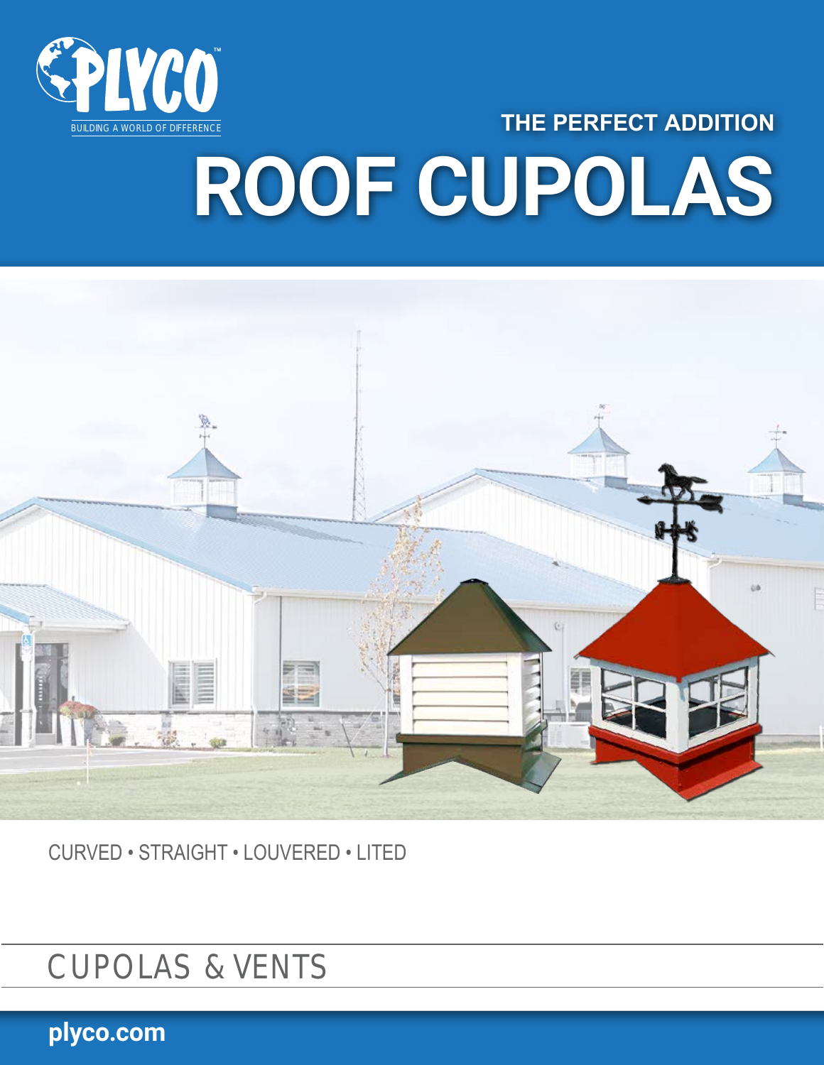PLYCO™

BUILDING A WORLD OF DIFFERENCE

THE PERFECT ADDITION

# ROOF CUPOLAS

CURVED • STRAIGHT • LOUVERED • LITED

## CUPOLAS & VENTS

plyco.com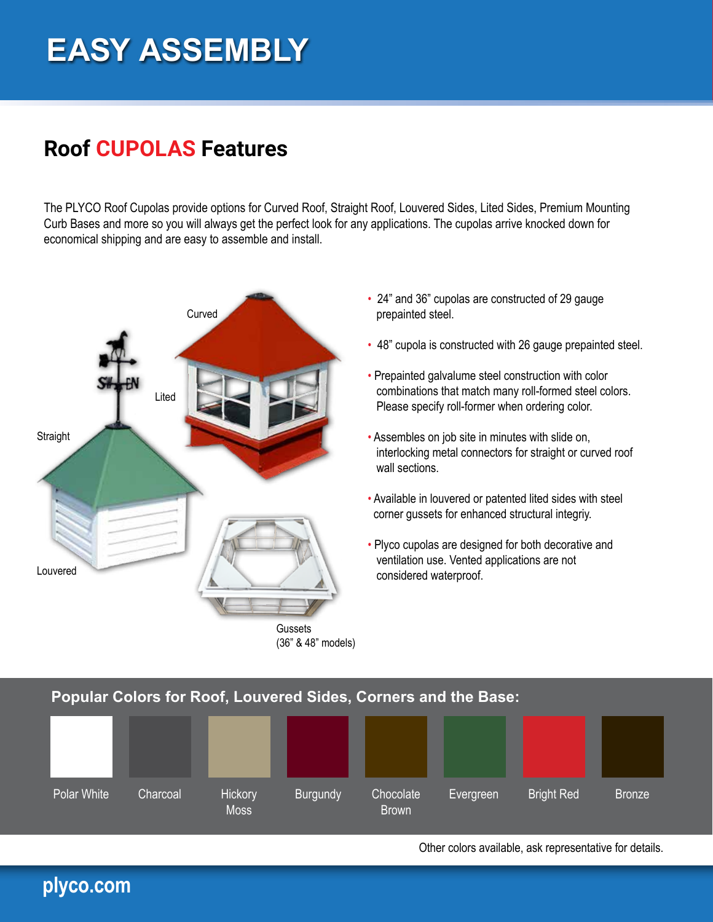# EASY ASSEMBLY

## Roof CUPOLAS Features

The PLYCO Roof Cupolas provide options for Curved Roof, Straight Roof, Louvered Sides, Lited Sides, Premium Mounting Curb Bases and more so you will always get the perfect look for any applications. The cupolas arrive knocked down for economical shipping and are easy to assemble and install.

Curved

Lited

Straight

Louvered

Gussets (36" & 48" models)

- 24" and 36" cupolas are constructed of 29 gauge prepainted steel.
- 48" cupola is constructed with 26 gauge prepainted steel.
- Prepainted galvalume steel construction with color combinations that match many roll-formed steel colors. Please specify roll-former when ordering color.
- Assembles on job site in minutes with slide on, interlocking metal connectors for straight or curved roof wall sections.
- Available in louvered or patented lited sides with steel corner gussets for enhanced structural integriy.
- Plyco cupolas are designed for both decorative and ventilation use. Vented applications are not considered waterproof.

### Popular Colors for Roof, Louvered Sides, Corners and the Base:

Polar White, Charcoal, Hickory Moss, Burgundy, Chocolate Brown, Evergreen, Bright Red, Bronze

Other colors available, ask representative for details.

plyco.com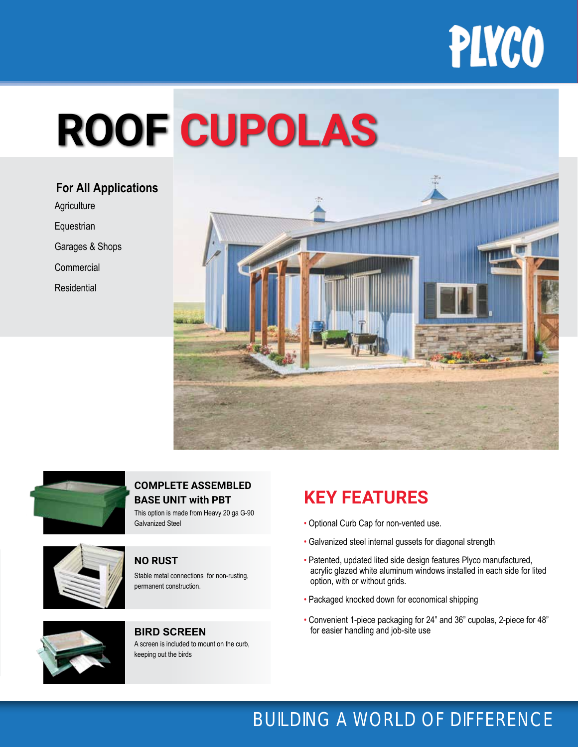PLYCO

# ROOF CUPOLAS

### For All Applications

Agriculture

Equestrian

Garages & Shops

Commercial

Residential

### COMPLETE ASSEMBLED BASE UNIT with PBT

This option is made from Heavy 20 ga G-90 Galvanized Steel

### NO RUST

Stable metal connections for non-rusting, permanent construction.

### BIRD SCREEN

A screen is included to mount on the curb, keeping out the birds

## KEY FEATURES

- Optional Curb Cap for non-vented use.
- Galvanized steel internal gussets for diagonal strength
- Patented, updated lited side design features Plyco manufactured, acrylic glazed white aluminum windows installed in each side for lited option, with or without grids.
- Packaged knocked down for economical shipping
- Convenient 1-piece packaging for 24" and 36" cupolas, 2-piece for 48" for easier handling and job-site use

BUILDING A WORLD OF DIFFERENCE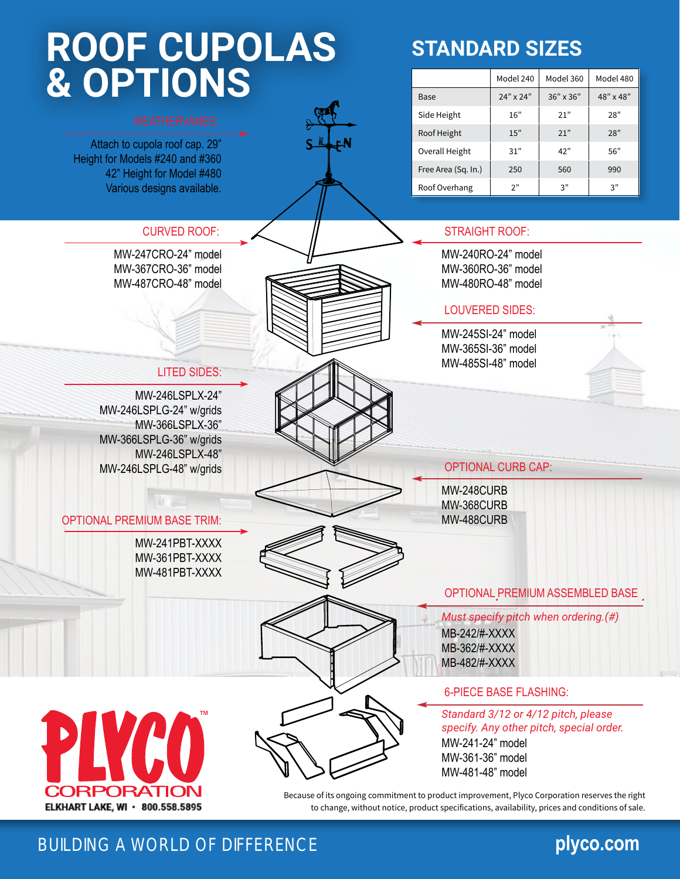# ROOF CUPOLAS & OPTIONS

## STANDARD SIZES

| | Model 240 | Model 360 | Model 480 |
|---|---|---|---|
| Base | 24" x 24" | 36" x 36" | 48" x 48" |
| Side Height | 16" | 21" | 28" |
| Roof Height | 15" | 21" | 28" |
| Overall Height | 31" | 42" | 56" |
| Free Area (Sq. In.) | 250 | 560 | 990 |
| Roof Overhang | 2" | 3" | 3" |

### WEATHERVANES:

Attach to cupola roof cap. 29" Height for Models #240 and #360
42" Height for Model #480
Various designs available.

### CURVED ROOF:

MW-247CRO-24" model
MW-367CRO-36" model
MW-487CRO-48" model

### STRAIGHT ROOF:

MW-240RO-24" model
MW-360RO-36" model
MW-480RO-48" model

### LOUVERED SIDES:

MW-245SI-24" model
MW-365SI-36" model
MW-485SI-48" model

### LITED SIDES:

MW-246LSPLX-24"
MW-246LSPLG-24" w/grids
MW-366LSPLX-36"
MW-366LSPLG-36" w/grids
MW-246LSPLX-48"
MW-246LSPLG-48" w/grids

### OPTIONAL CURB CAP:

MW-248CURB
MW-368CURB
MW-488CURB

### OPTIONAL PREMIUM BASE TRIM:

MW-241PBT-XXXX
MW-361PBT-XXXX
MW-481PBT-XXXX

### OPTIONAL PREMIUM ASSEMBLED BASE

*Must specify pitch when ordering.(#)*

MB-242/#-XXXX
MB-362/#-XXXX
MB-482/#-XXXX

### 6-PIECE BASE FLASHING:

*Standard 3/12 or 4/12 pitch, please specify. Any other pitch, special order.*

MW-241-24" model
MW-361-36" model
MW-481-48" model

**PLYCO™ CORPORATION**
ELKHART LAKE, WI • 800.558.5895

Because of its ongoing commitment to product improvement, Plyco Corporation reserves the right to change, without notice, product specifications, availability, prices and conditions of sale.

BUILDING A WORLD OF DIFFERENCE

plyco.com